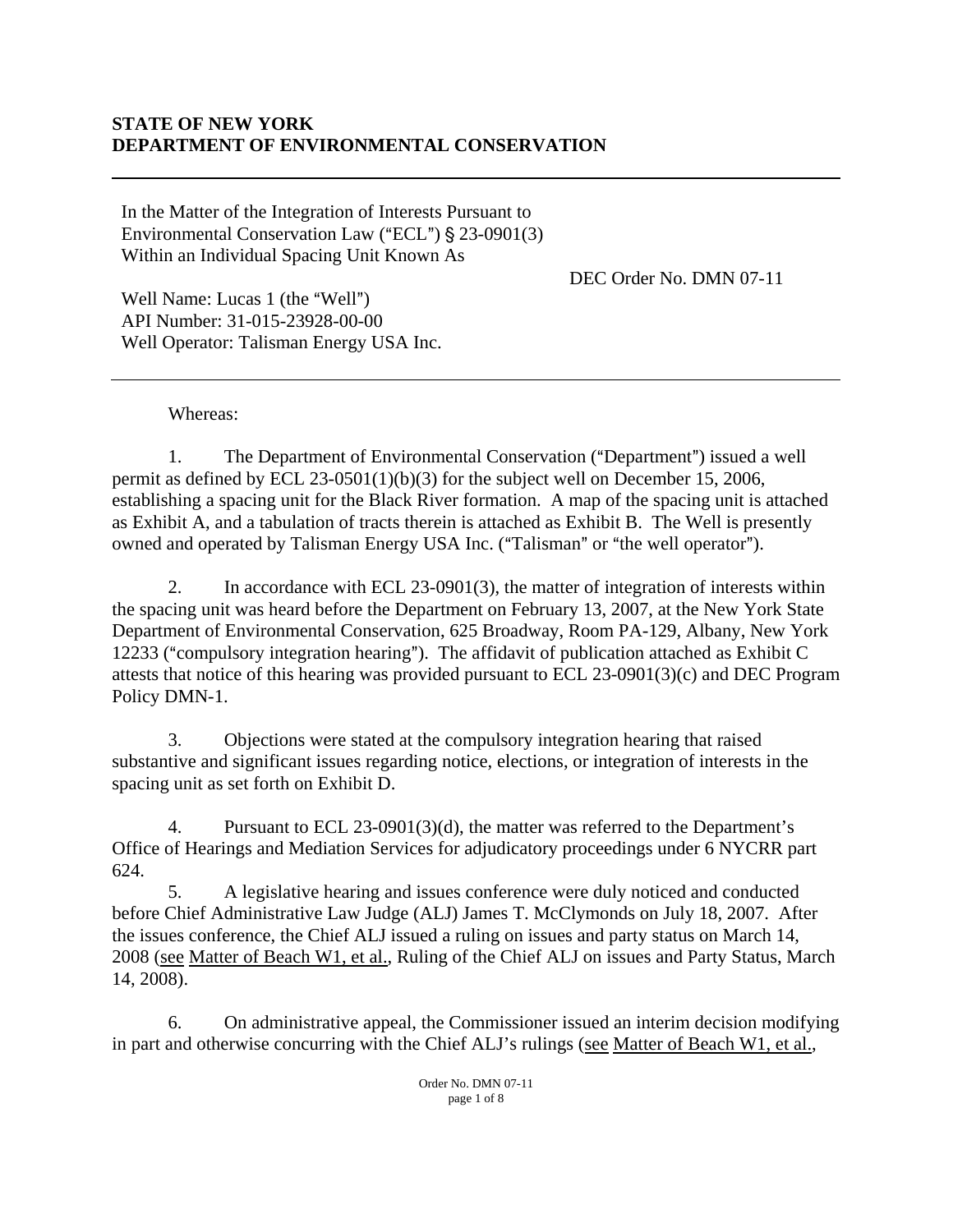**STATE OF NEW YORK**
**DEPARTMENT OF ENVIRONMENTAL CONSERVATION**

---

In the Matter of the Integration of Interests Pursuant to Environmental Conservation Law ("ECL") § 23-0901(3) Within an Individual Spacing Unit Known As

DEC Order No. DMN 07-11

Well Name: Lucas 1 (the "Well")
API Number: 31-015-23928-00-00
Well Operator: Talisman Energy USA Inc.

---

Whereas:

1. The Department of Environmental Conservation ("Department") issued a well permit as defined by ECL 23-0501(1)(b)(3) for the subject well on December 15, 2006, establishing a spacing unit for the Black River formation. A map of the spacing unit is attached as Exhibit A, and a tabulation of tracts therein is attached as Exhibit B. The Well is presently owned and operated by Talisman Energy USA Inc. ("Talisman" or "the well operator").

2. In accordance with ECL 23-0901(3), the matter of integration of interests within the spacing unit was heard before the Department on February 13, 2007, at the New York State Department of Environmental Conservation, 625 Broadway, Room PA-129, Albany, New York 12233 ("compulsory integration hearing"). The affidavit of publication attached as Exhibit C attests that notice of this hearing was provided pursuant to ECL 23-0901(3)(c) and DEC Program Policy DMN-1.

3. Objections were stated at the compulsory integration hearing that raised substantive and significant issues regarding notice, elections, or integration of interests in the spacing unit as set forth on Exhibit D.

4. Pursuant to ECL 23-0901(3)(d), the matter was referred to the Department's Office of Hearings and Mediation Services for adjudicatory proceedings under 6 NYCRR part 624.

5. A legislative hearing and issues conference were duly noticed and conducted before Chief Administrative Law Judge (ALJ) James T. McClymonds on July 18, 2007. After the issues conference, the Chief ALJ issued a ruling on issues and party status on March 14, 2008 (see Matter of Beach W1, et al., Ruling of the Chief ALJ on issues and Party Status, March 14, 2008).

6. On administrative appeal, the Commissioner issued an interim decision modifying in part and otherwise concurring with the Chief ALJ's rulings (see Matter of Beach W1, et al.,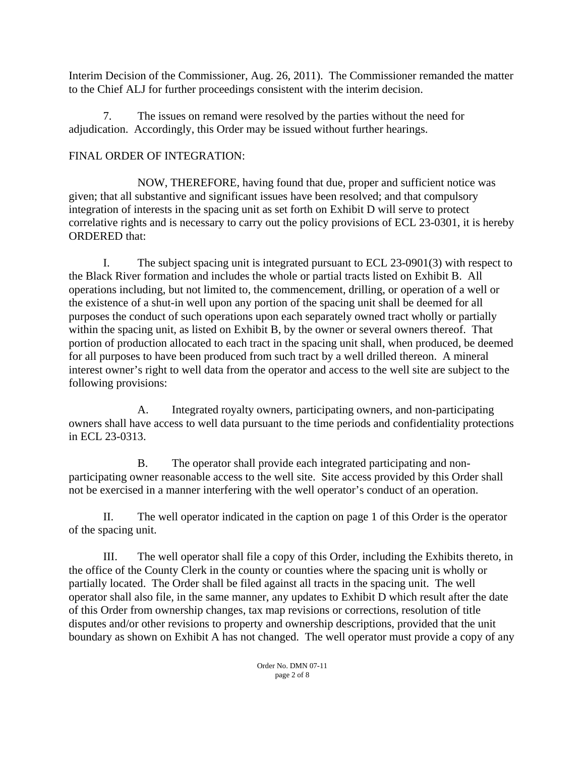Interim Decision of the Commissioner, Aug. 26, 2011). The Commissioner remanded the matter to the Chief ALJ for further proceedings consistent with the interim decision.

7. The issues on remand were resolved by the parties without the need for adjudication. Accordingly, this Order may be issued without further hearings.

FINAL ORDER OF INTEGRATION:

NOW, THEREFORE, having found that due, proper and sufficient notice was given; that all substantive and significant issues have been resolved; and that compulsory integration of interests in the spacing unit as set forth on Exhibit D will serve to protect correlative rights and is necessary to carry out the policy provisions of ECL 23-0301, it is hereby ORDERED that:

I. The subject spacing unit is integrated pursuant to ECL 23-0901(3) with respect to the Black River formation and includes the whole or partial tracts listed on Exhibit B. All operations including, but not limited to, the commencement, drilling, or operation of a well or the existence of a shut-in well upon any portion of the spacing unit shall be deemed for all purposes the conduct of such operations upon each separately owned tract wholly or partially within the spacing unit, as listed on Exhibit B, by the owner or several owners thereof. That portion of production allocated to each tract in the spacing unit shall, when produced, be deemed for all purposes to have been produced from such tract by a well drilled thereon. A mineral interest owner's right to well data from the operator and access to the well site are subject to the following provisions:

A. Integrated royalty owners, participating owners, and non-participating owners shall have access to well data pursuant to the time periods and confidentiality protections in ECL 23-0313.

B. The operator shall provide each integrated participating and non-participating owner reasonable access to the well site. Site access provided by this Order shall not be exercised in a manner interfering with the well operator's conduct of an operation.

II. The well operator indicated in the caption on page 1 of this Order is the operator of the spacing unit.

III. The well operator shall file a copy of this Order, including the Exhibits thereto, in the office of the County Clerk in the county or counties where the spacing unit is wholly or partially located. The Order shall be filed against all tracts in the spacing unit. The well operator shall also file, in the same manner, any updates to Exhibit D which result after the date of this Order from ownership changes, tax map revisions or corrections, resolution of title disputes and/or other revisions to property and ownership descriptions, provided that the unit boundary as shown on Exhibit A has not changed. The well operator must provide a copy of any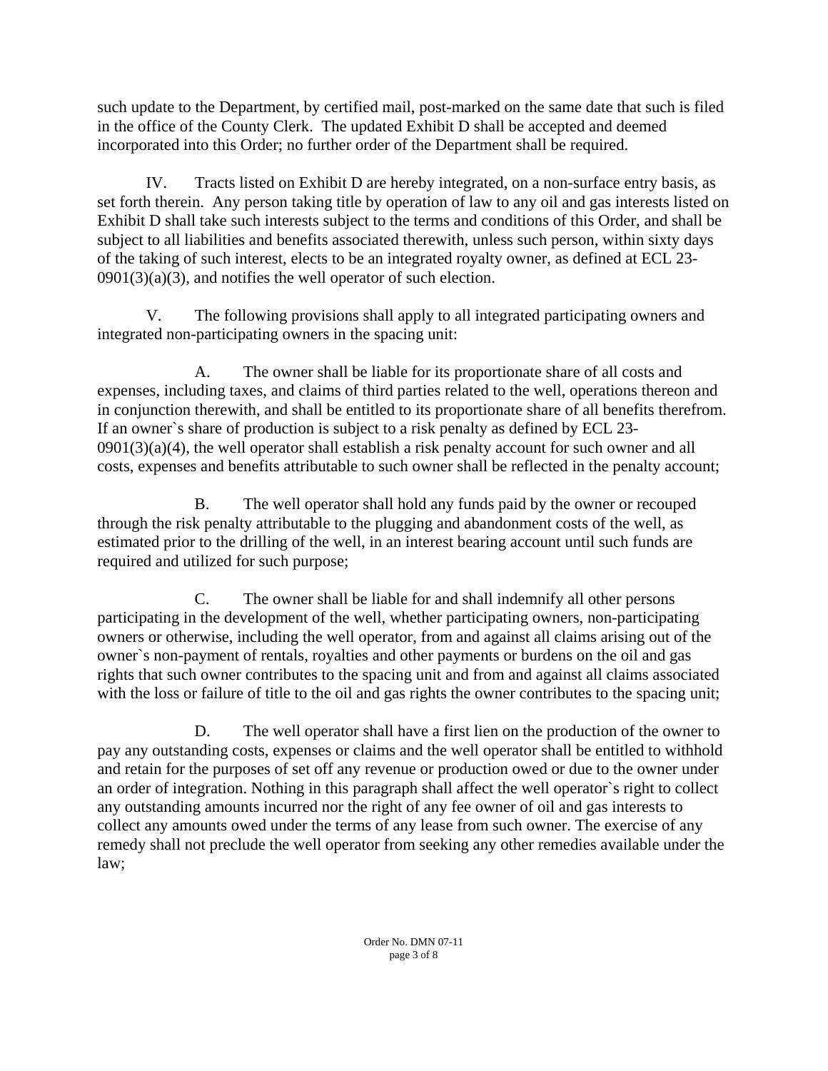such update to the Department, by certified mail, post-marked on the same date that such is filed in the office of the County Clerk. The updated Exhibit D shall be accepted and deemed incorporated into this Order; no further order of the Department shall be required.

IV. Tracts listed on Exhibit D are hereby integrated, on a non-surface entry basis, as set forth therein. Any person taking title by operation of law to any oil and gas interests listed on Exhibit D shall take such interests subject to the terms and conditions of this Order, and shall be subject to all liabilities and benefits associated therewith, unless such person, within sixty days of the taking of such interest, elects to be an integrated royalty owner, as defined at ECL 23-0901(3)(a)(3), and notifies the well operator of such election.

V. The following provisions shall apply to all integrated participating owners and integrated non-participating owners in the spacing unit:

A. The owner shall be liable for its proportionate share of all costs and expenses, including taxes, and claims of third parties related to the well, operations thereon and in conjunction therewith, and shall be entitled to its proportionate share of all benefits therefrom. If an owner`s share of production is subject to a risk penalty as defined by ECL 23-0901(3)(a)(4), the well operator shall establish a risk penalty account for such owner and all costs, expenses and benefits attributable to such owner shall be reflected in the penalty account;

B. The well operator shall hold any funds paid by the owner or recouped through the risk penalty attributable to the plugging and abandonment costs of the well, as estimated prior to the drilling of the well, in an interest bearing account until such funds are required and utilized for such purpose;

C. The owner shall be liable for and shall indemnify all other persons participating in the development of the well, whether participating owners, non-participating owners or otherwise, including the well operator, from and against all claims arising out of the owner`s non-payment of rentals, royalties and other payments or burdens on the oil and gas rights that such owner contributes to the spacing unit and from and against all claims associated with the loss or failure of title to the oil and gas rights the owner contributes to the spacing unit;

D. The well operator shall have a first lien on the production of the owner to pay any outstanding costs, expenses or claims and the well operator shall be entitled to withhold and retain for the purposes of set off any revenue or production owed or due to the owner under an order of integration. Nothing in this paragraph shall affect the well operator`s right to collect any outstanding amounts incurred nor the right of any fee owner of oil and gas interests to collect any amounts owed under the terms of any lease from such owner. The exercise of any remedy shall not preclude the well operator from seeking any other remedies available under the law;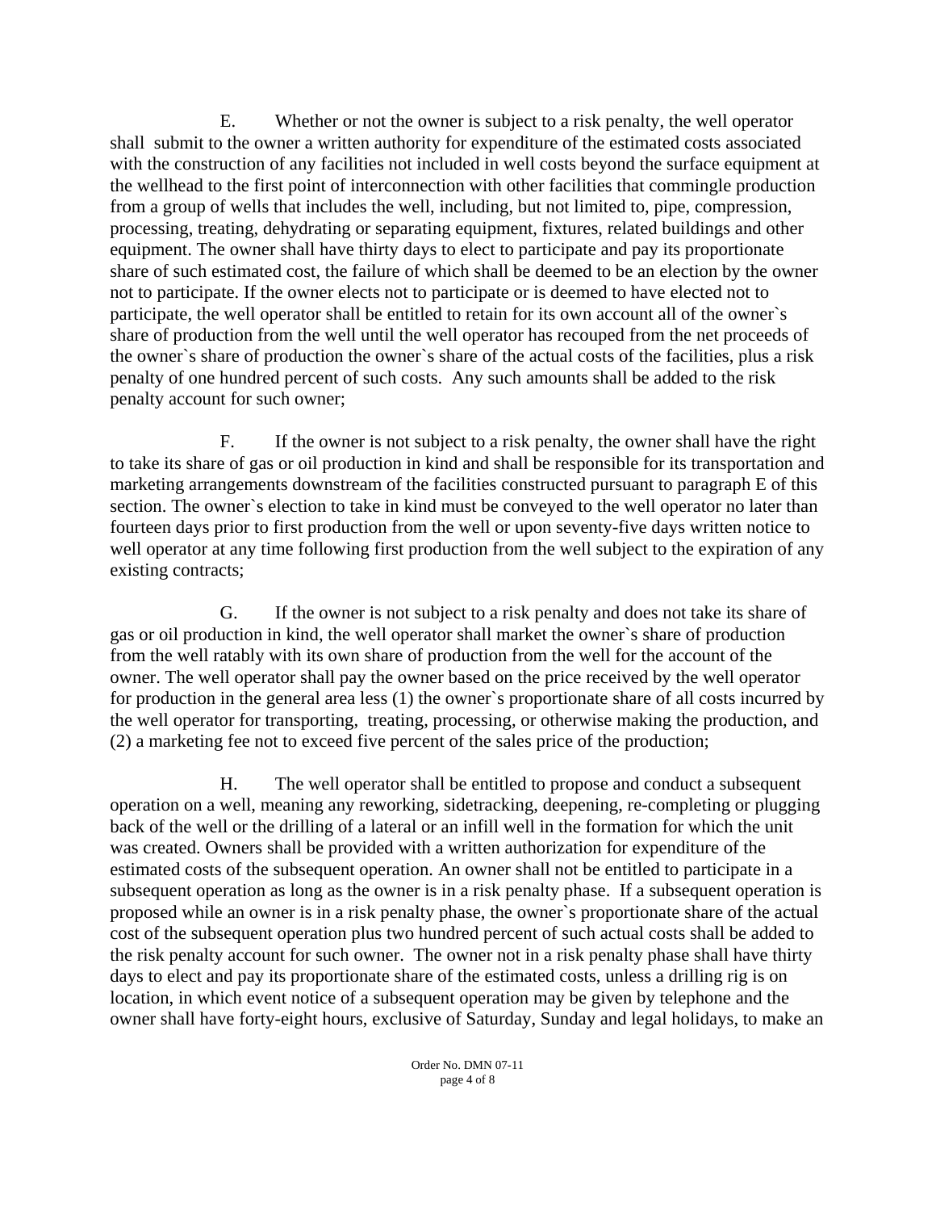E. Whether or not the owner is subject to a risk penalty, the well operator shall submit to the owner a written authority for expenditure of the estimated costs associated with the construction of any facilities not included in well costs beyond the surface equipment at the wellhead to the first point of interconnection with other facilities that commingle production from a group of wells that includes the well, including, but not limited to, pipe, compression, processing, treating, dehydrating or separating equipment, fixtures, related buildings and other equipment. The owner shall have thirty days to elect to participate and pay its proportionate share of such estimated cost, the failure of which shall be deemed to be an election by the owner not to participate. If the owner elects not to participate or is deemed to have elected not to participate, the well operator shall be entitled to retain for its own account all of the owner`s share of production from the well until the well operator has recouped from the net proceeds of the owner`s share of production the owner`s share of the actual costs of the facilities, plus a risk penalty of one hundred percent of such costs. Any such amounts shall be added to the risk penalty account for such owner;

F. If the owner is not subject to a risk penalty, the owner shall have the right to take its share of gas or oil production in kind and shall be responsible for its transportation and marketing arrangements downstream of the facilities constructed pursuant to paragraph E of this section. The owner`s election to take in kind must be conveyed to the well operator no later than fourteen days prior to first production from the well or upon seventy-five days written notice to well operator at any time following first production from the well subject to the expiration of any existing contracts;

G. If the owner is not subject to a risk penalty and does not take its share of gas or oil production in kind, the well operator shall market the owner`s share of production from the well ratably with its own share of production from the well for the account of the owner. The well operator shall pay the owner based on the price received by the well operator for production in the general area less (1) the owner`s proportionate share of all costs incurred by the well operator for transporting, treating, processing, or otherwise making the production, and (2) a marketing fee not to exceed five percent of the sales price of the production;

H. The well operator shall be entitled to propose and conduct a subsequent operation on a well, meaning any reworking, sidetracking, deepening, re-completing or plugging back of the well or the drilling of a lateral or an infill well in the formation for which the unit was created. Owners shall be provided with a written authorization for expenditure of the estimated costs of the subsequent operation. An owner shall not be entitled to participate in a subsequent operation as long as the owner is in a risk penalty phase. If a subsequent operation is proposed while an owner is in a risk penalty phase, the owner`s proportionate share of the actual cost of the subsequent operation plus two hundred percent of such actual costs shall be added to the risk penalty account for such owner. The owner not in a risk penalty phase shall have thirty days to elect and pay its proportionate share of the estimated costs, unless a drilling rig is on location, in which event notice of a subsequent operation may be given by telephone and the owner shall have forty-eight hours, exclusive of Saturday, Sunday and legal holidays, to make an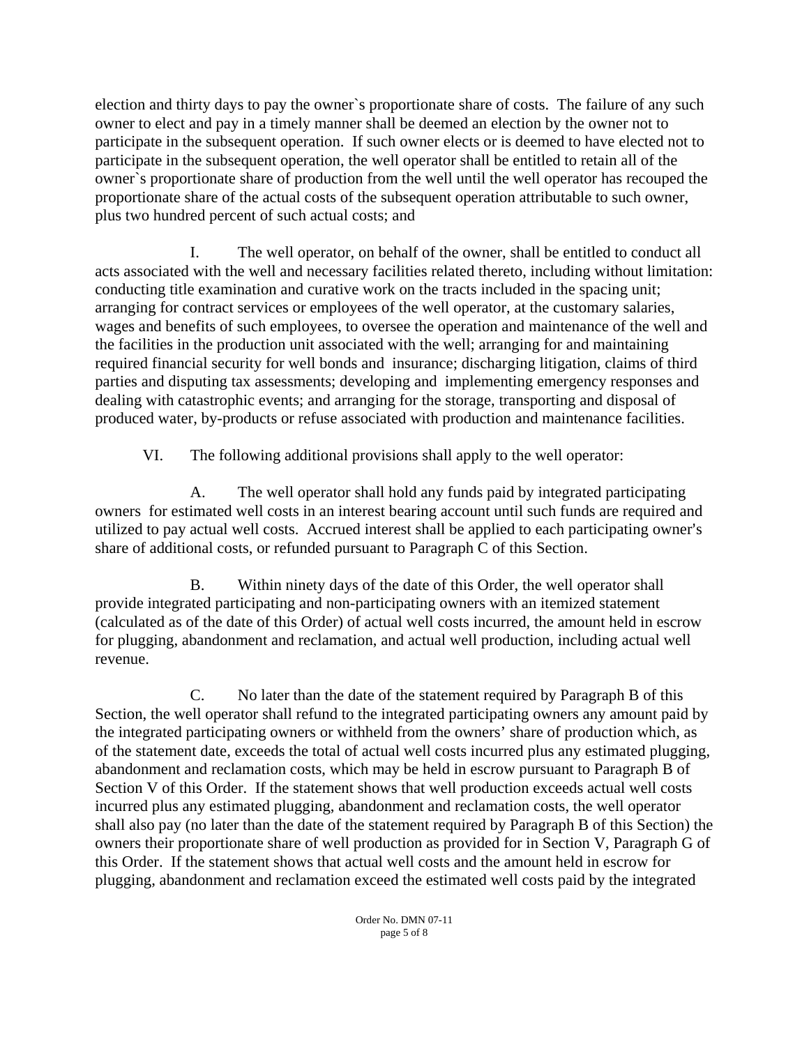election and thirty days to pay the owner`s proportionate share of costs. The failure of any such owner to elect and pay in a timely manner shall be deemed an election by the owner not to participate in the subsequent operation. If such owner elects or is deemed to have elected not to participate in the subsequent operation, the well operator shall be entitled to retain all of the owner`s proportionate share of production from the well until the well operator has recouped the proportionate share of the actual costs of the subsequent operation attributable to such owner, plus two hundred percent of such actual costs; and

I. The well operator, on behalf of the owner, shall be entitled to conduct all acts associated with the well and necessary facilities related thereto, including without limitation: conducting title examination and curative work on the tracts included in the spacing unit; arranging for contract services or employees of the well operator, at the customary salaries, wages and benefits of such employees, to oversee the operation and maintenance of the well and the facilities in the production unit associated with the well; arranging for and maintaining required financial security for well bonds and insurance; discharging litigation, claims of third parties and disputing tax assessments; developing and implementing emergency responses and dealing with catastrophic events; and arranging for the storage, transporting and disposal of produced water, by-products or refuse associated with production and maintenance facilities.

VI. The following additional provisions shall apply to the well operator:

A. The well operator shall hold any funds paid by integrated participating owners for estimated well costs in an interest bearing account until such funds are required and utilized to pay actual well costs. Accrued interest shall be applied to each participating owner's share of additional costs, or refunded pursuant to Paragraph C of this Section.

B. Within ninety days of the date of this Order, the well operator shall provide integrated participating and non-participating owners with an itemized statement (calculated as of the date of this Order) of actual well costs incurred, the amount held in escrow for plugging, abandonment and reclamation, and actual well production, including actual well revenue.

C. No later than the date of the statement required by Paragraph B of this Section, the well operator shall refund to the integrated participating owners any amount paid by the integrated participating owners or withheld from the owners' share of production which, as of the statement date, exceeds the total of actual well costs incurred plus any estimated plugging, abandonment and reclamation costs, which may be held in escrow pursuant to Paragraph B of Section V of this Order. If the statement shows that well production exceeds actual well costs incurred plus any estimated plugging, abandonment and reclamation costs, the well operator shall also pay (no later than the date of the statement required by Paragraph B of this Section) the owners their proportionate share of well production as provided for in Section V, Paragraph G of this Order. If the statement shows that actual well costs and the amount held in escrow for plugging, abandonment and reclamation exceed the estimated well costs paid by the integrated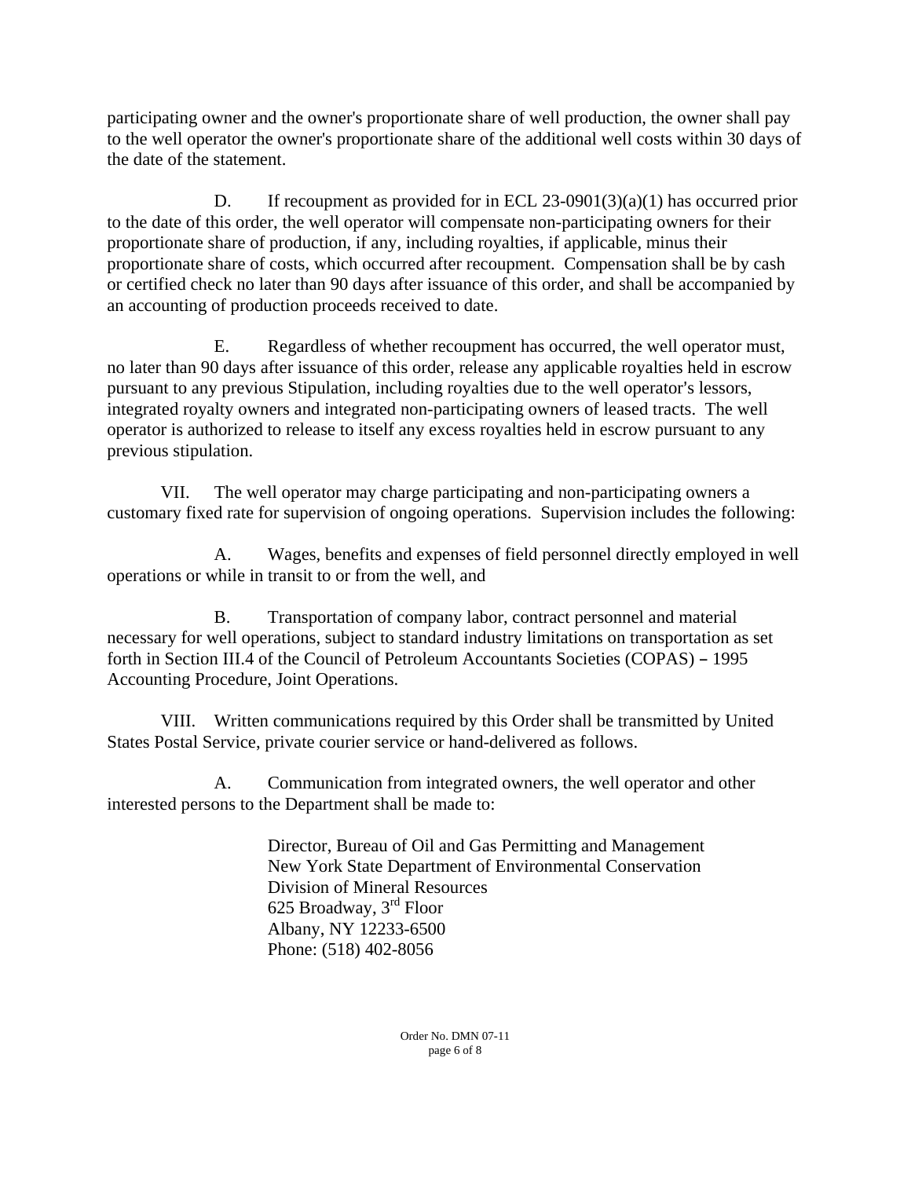participating owner and the owner's proportionate share of well production, the owner shall pay to the well operator the owner's proportionate share of the additional well costs within 30 days of the date of the statement.

D. If recoupment as provided for in ECL 23-0901(3)(a)(1) has occurred prior to the date of this order, the well operator will compensate non-participating owners for their proportionate share of production, if any, including royalties, if applicable, minus their proportionate share of costs, which occurred after recoupment. Compensation shall be by cash or certified check no later than 90 days after issuance of this order, and shall be accompanied by an accounting of production proceeds received to date.

E. Regardless of whether recoupment has occurred, the well operator must, no later than 90 days after issuance of this order, release any applicable royalties held in escrow pursuant to any previous Stipulation, including royalties due to the well operator's lessors, integrated royalty owners and integrated non-participating owners of leased tracts. The well operator is authorized to release to itself any excess royalties held in escrow pursuant to any previous stipulation.

VII. The well operator may charge participating and non-participating owners a customary fixed rate for supervision of ongoing operations. Supervision includes the following:

A. Wages, benefits and expenses of field personnel directly employed in well operations or while in transit to or from the well, and

B. Transportation of company labor, contract personnel and material necessary for well operations, subject to standard industry limitations on transportation as set forth in Section III.4 of the Council of Petroleum Accountants Societies (COPAS) – 1995 Accounting Procedure, Joint Operations.

VIII. Written communications required by this Order shall be transmitted by United States Postal Service, private courier service or hand-delivered as follows.

A. Communication from integrated owners, the well operator and other interested persons to the Department shall be made to:

Director, Bureau of Oil and Gas Permitting and Management
New York State Department of Environmental Conservation
Division of Mineral Resources
625 Broadway, 3rd Floor
Albany, NY 12233-6500
Phone: (518) 402-8056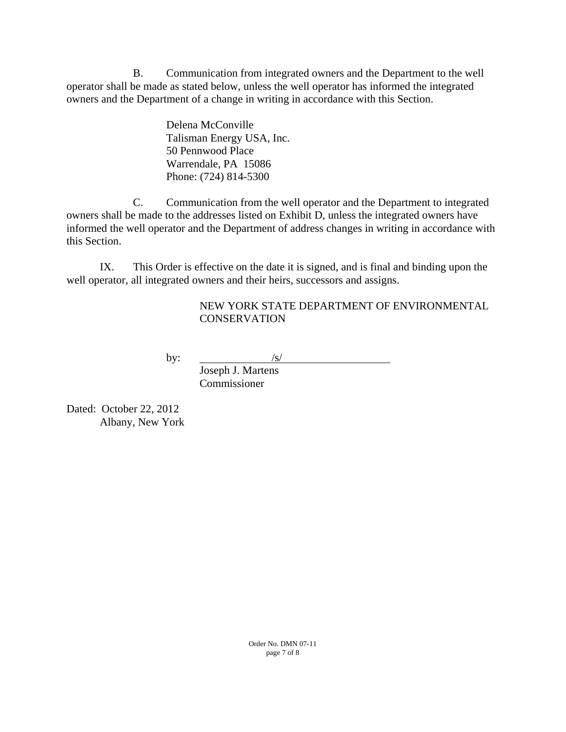B. Communication from integrated owners and the Department to the well operator shall be made as stated below, unless the well operator has informed the integrated owners and the Department of a change in writing in accordance with this Section.

Delena McConville  
Talisman Energy USA, Inc.  
50 Pennwood Place  
Warrendale, PA 15086  
Phone: (724) 814-5300

C. Communication from the well operator and the Department to integrated owners shall be made to the addresses listed on Exhibit D, unless the integrated owners have informed the well operator and the Department of address changes in writing in accordance with this Section.

IX. This Order is effective on the date it is signed, and is final and binding upon the well operator, all integrated owners and their heirs, successors and assigns.

NEW YORK STATE DEPARTMENT OF ENVIRONMENTAL CONSERVATION

by: /s/  
Joseph J. Martens  
Commissioner

Dated: October 22, 2012  
Albany, New York

Order No. DMN 07-11